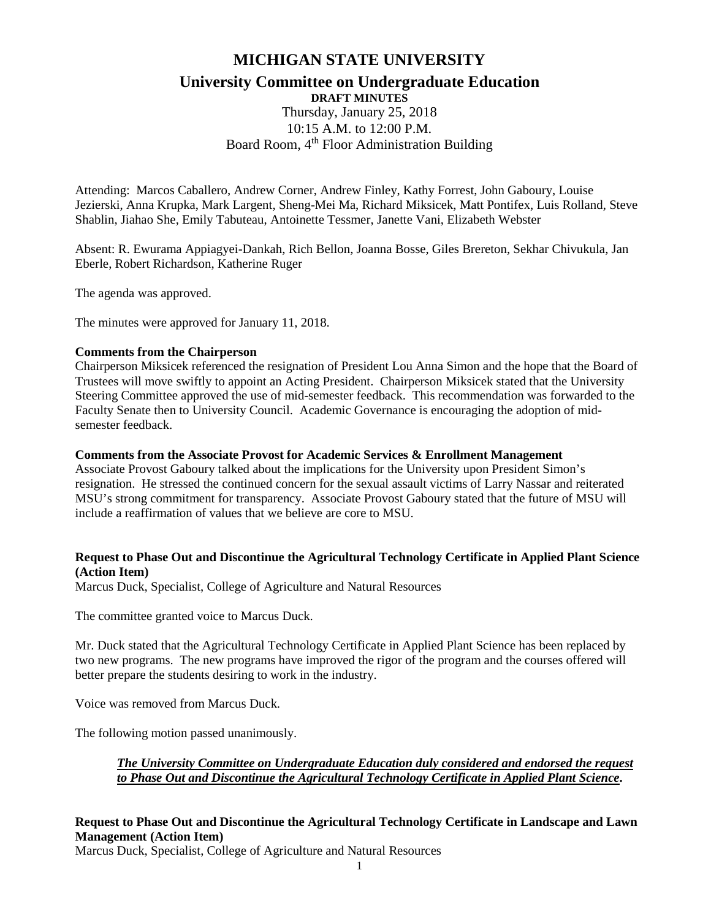# MICHIGAN STATE UNIVERSITY

## University Committee on Undergraduate Education

**DRAFT MINUTES**

Thursday, January 25, 2018
10:15 A.M. to 12:00 P.M.
Board Room, 4th Floor Administration Building

Attending: Marcos Caballero, Andrew Corner, Andrew Finley, Kathy Forrest, John Gaboury, Louise Jezierski, Anna Krupka, Mark Largent, Sheng-Mei Ma, Richard Miksicek, Matt Pontifex, Luis Rolland, Steve Shablin, Jiahao She, Emily Tabuteau, Antoinette Tessmer, Janette Vani, Elizabeth Webster

Absent: R. Ewurama Appiagyei-Dankah, Rich Bellon, Joanna Bosse, Giles Brereton, Sekhar Chivukula, Jan Eberle, Robert Richardson, Katherine Ruger

The agenda was approved.

The minutes were approved for January 11, 2018.

**Comments from the Chairperson**

Chairperson Miksicek referenced the resignation of President Lou Anna Simon and the hope that the Board of Trustees will move swiftly to appoint an Acting President. Chairperson Miksicek stated that the University Steering Committee approved the use of mid-semester feedback. This recommendation was forwarded to the Faculty Senate then to University Council. Academic Governance is encouraging the adoption of mid-semester feedback.

**Comments from the Associate Provost for Academic Services & Enrollment Management**

Associate Provost Gaboury talked about the implications for the University upon President Simon's resignation. He stressed the continued concern for the sexual assault victims of Larry Nassar and reiterated MSU's strong commitment for transparency. Associate Provost Gaboury stated that the future of MSU will include a reaffirmation of values that we believe are core to MSU.

**Request to Phase Out and Discontinue the Agricultural Technology Certificate in Applied Plant Science (Action Item)**

Marcus Duck, Specialist, College of Agriculture and Natural Resources

The committee granted voice to Marcus Duck.

Mr. Duck stated that the Agricultural Technology Certificate in Applied Plant Science has been replaced by two new programs. The new programs have improved the rigor of the program and the courses offered will better prepare the students desiring to work in the industry.

Voice was removed from Marcus Duck.

The following motion passed unanimously.

> ***The University Committee on Undergraduate Education duly considered and endorsed the request to Phase Out and Discontinue the Agricultural Technology Certificate in Applied Plant Science.***

**Request to Phase Out and Discontinue the Agricultural Technology Certificate in Landscape and Lawn Management (Action Item)**

Marcus Duck, Specialist, College of Agriculture and Natural Resources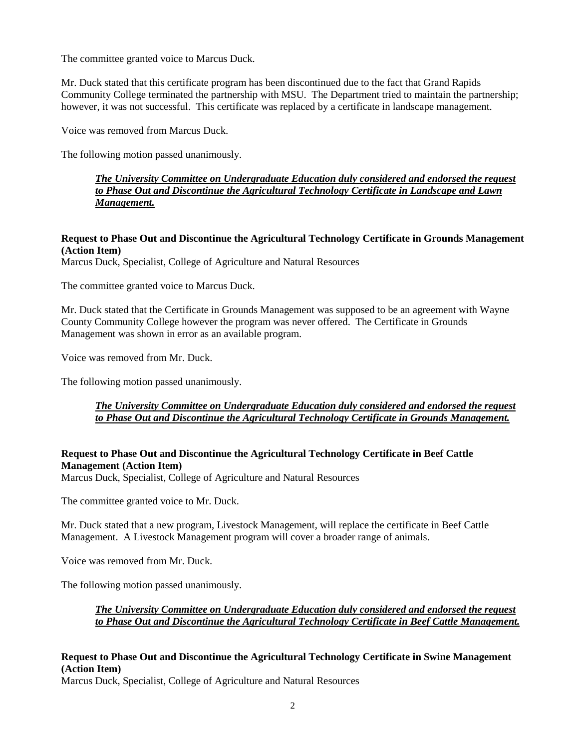The committee granted voice to Marcus Duck.

Mr. Duck stated that this certificate program has been discontinued due to the fact that Grand Rapids Community College terminated the partnership with MSU. The Department tried to maintain the partnership; however, it was not successful. This certificate was replaced by a certificate in landscape management.

Voice was removed from Marcus Duck.

The following motion passed unanimously.

> ***The University Committee on Undergraduate Education duly considered and endorsed the request to Phase Out and Discontinue the Agricultural Technology Certificate in Landscape and Lawn Management.***

**Request to Phase Out and Discontinue the Agricultural Technology Certificate in Grounds Management (Action Item)**
Marcus Duck, Specialist, College of Agriculture and Natural Resources

The committee granted voice to Marcus Duck.

Mr. Duck stated that the Certificate in Grounds Management was supposed to be an agreement with Wayne County Community College however the program was never offered. The Certificate in Grounds Management was shown in error as an available program.

Voice was removed from Mr. Duck.

The following motion passed unanimously.

> ***The University Committee on Undergraduate Education duly considered and endorsed the request to Phase Out and Discontinue the Agricultural Technology Certificate in Grounds Management.***

**Request to Phase Out and Discontinue the Agricultural Technology Certificate in Beef Cattle Management (Action Item)**
Marcus Duck, Specialist, College of Agriculture and Natural Resources

The committee granted voice to Mr. Duck.

Mr. Duck stated that a new program, Livestock Management, will replace the certificate in Beef Cattle Management. A Livestock Management program will cover a broader range of animals.

Voice was removed from Mr. Duck.

The following motion passed unanimously.

> ***The University Committee on Undergraduate Education duly considered and endorsed the request to Phase Out and Discontinue the Agricultural Technology Certificate in Beef Cattle Management.***

**Request to Phase Out and Discontinue the Agricultural Technology Certificate in Swine Management (Action Item)**
Marcus Duck, Specialist, College of Agriculture and Natural Resources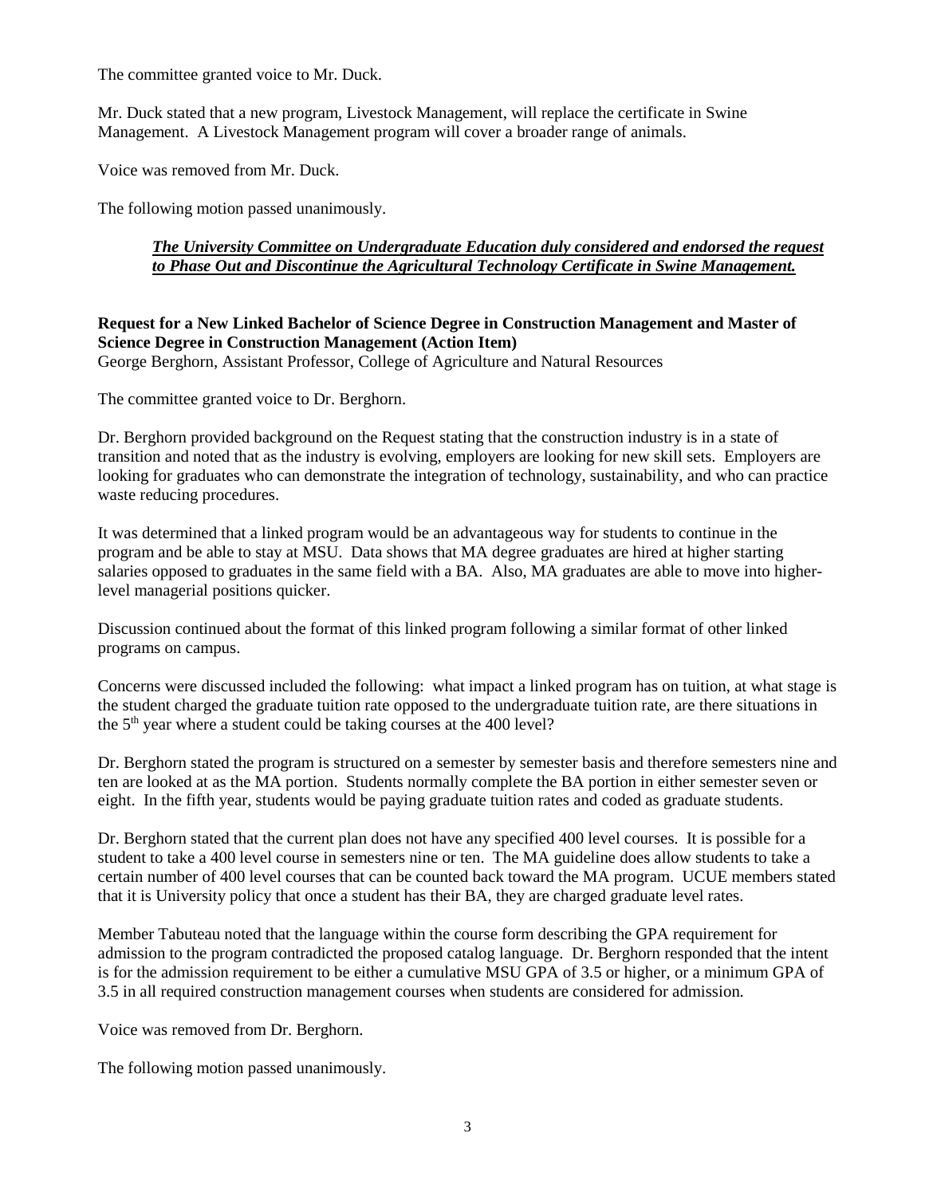The committee granted voice to Mr. Duck.

Mr. Duck stated that a new program, Livestock Management, will replace the certificate in Swine Management. A Livestock Management program will cover a broader range of animals.

Voice was removed from Mr. Duck.

The following motion passed unanimously.

> ***The University Committee on Undergraduate Education duly considered and endorsed the request to Phase Out and Discontinue the Agricultural Technology Certificate in Swine Management.***

**Request for a New Linked Bachelor of Science Degree in Construction Management and Master of Science Degree in Construction Management (Action Item)**
George Berghorn, Assistant Professor, College of Agriculture and Natural Resources

The committee granted voice to Dr. Berghorn.

Dr. Berghorn provided background on the Request stating that the construction industry is in a state of transition and noted that as the industry is evolving, employers are looking for new skill sets. Employers are looking for graduates who can demonstrate the integration of technology, sustainability, and who can practice waste reducing procedures.

It was determined that a linked program would be an advantageous way for students to continue in the program and be able to stay at MSU. Data shows that MA degree graduates are hired at higher starting salaries opposed to graduates in the same field with a BA. Also, MA graduates are able to move into higher-level managerial positions quicker.

Discussion continued about the format of this linked program following a similar format of other linked programs on campus.

Concerns were discussed included the following: what impact a linked program has on tuition, at what stage is the student charged the graduate tuition rate opposed to the undergraduate tuition rate, are there situations in the 5th year where a student could be taking courses at the 400 level?

Dr. Berghorn stated the program is structured on a semester by semester basis and therefore semesters nine and ten are looked at as the MA portion. Students normally complete the BA portion in either semester seven or eight. In the fifth year, students would be paying graduate tuition rates and coded as graduate students.

Dr. Berghorn stated that the current plan does not have any specified 400 level courses. It is possible for a student to take a 400 level course in semesters nine or ten. The MA guideline does allow students to take a certain number of 400 level courses that can be counted back toward the MA program. UCUE members stated that it is University policy that once a student has their BA, they are charged graduate level rates.

Member Tabuteau noted that the language within the course form describing the GPA requirement for admission to the program contradicted the proposed catalog language. Dr. Berghorn responded that the intent is for the admission requirement to be either a cumulative MSU GPA of 3.5 or higher, or a minimum GPA of 3.5 in all required construction management courses when students are considered for admission.

Voice was removed from Dr. Berghorn.

The following motion passed unanimously.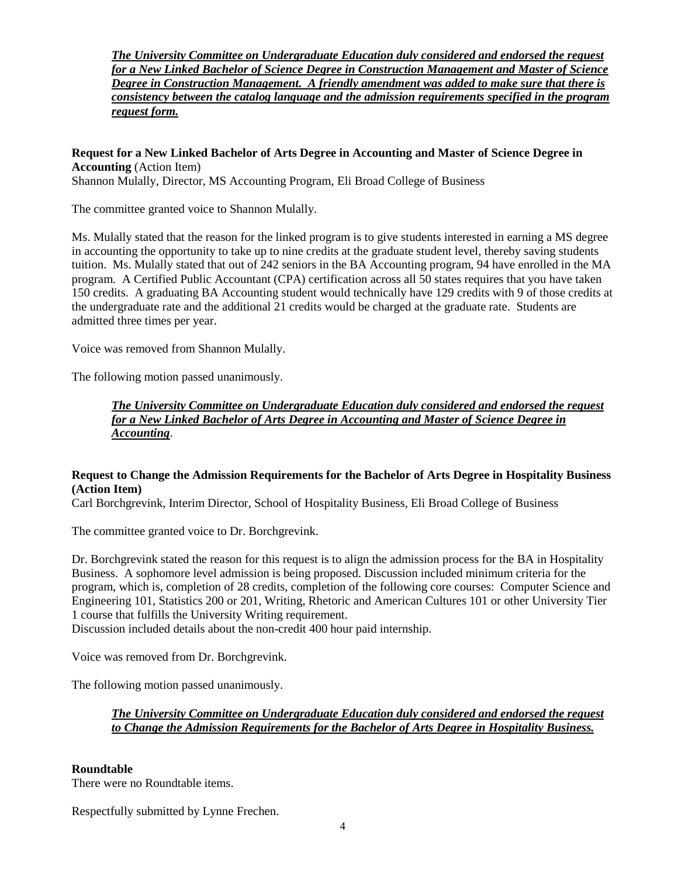***<u>The University Committee on Undergraduate Education duly considered and endorsed the request for a New Linked Bachelor of Science Degree in Construction Management and Master of Science Degree in Construction Management. A friendly amendment was added to make sure that there is consistency between the catalog language and the admission requirements specified in the program request form.</u>***

**Request for a New Linked Bachelor of Arts Degree in Accounting and Master of Science Degree in Accounting** (Action Item)
Shannon Mulally, Director, MS Accounting Program, Eli Broad College of Business

The committee granted voice to Shannon Mulally.

Ms. Mulally stated that the reason for the linked program is to give students interested in earning a MS degree in accounting the opportunity to take up to nine credits at the graduate student level, thereby saving students tuition. Ms. Mulally stated that out of 242 seniors in the BA Accounting program, 94 have enrolled in the MA program. A Certified Public Accountant (CPA) certification across all 50 states requires that you have taken 150 credits. A graduating BA Accounting student would technically have 129 credits with 9 of those credits at the undergraduate rate and the additional 21 credits would be charged at the graduate rate. Students are admitted three times per year.

Voice was removed from Shannon Mulally.

The following motion passed unanimously.

***<u>The University Committee on Undergraduate Education duly considered and endorsed the request for a New Linked Bachelor of Arts Degree in Accounting and Master of Science Degree in Accounting</u>***.

**Request to Change the Admission Requirements for the Bachelor of Arts Degree in Hospitality Business (Action Item)**
Carl Borchgrevink, Interim Director, School of Hospitality Business, Eli Broad College of Business

The committee granted voice to Dr. Borchgrevink.

Dr. Borchgrevink stated the reason for this request is to align the admission process for the BA in Hospitality Business. A sophomore level admission is being proposed. Discussion included minimum criteria for the program, which is, completion of 28 credits, completion of the following core courses: Computer Science and Engineering 101, Statistics 200 or 201, Writing, Rhetoric and American Cultures 101 or other University Tier 1 course that fulfills the University Writing requirement.
Discussion included details about the non-credit 400 hour paid internship.

Voice was removed from Dr. Borchgrevink.

The following motion passed unanimously.

***<u>The University Committee on Undergraduate Education duly considered and endorsed the request to Change the Admission Requirements for the Bachelor of Arts Degree in Hospitality Business.</u>***

**Roundtable**
There were no Roundtable items.

Respectfully submitted by Lynne Frechen.